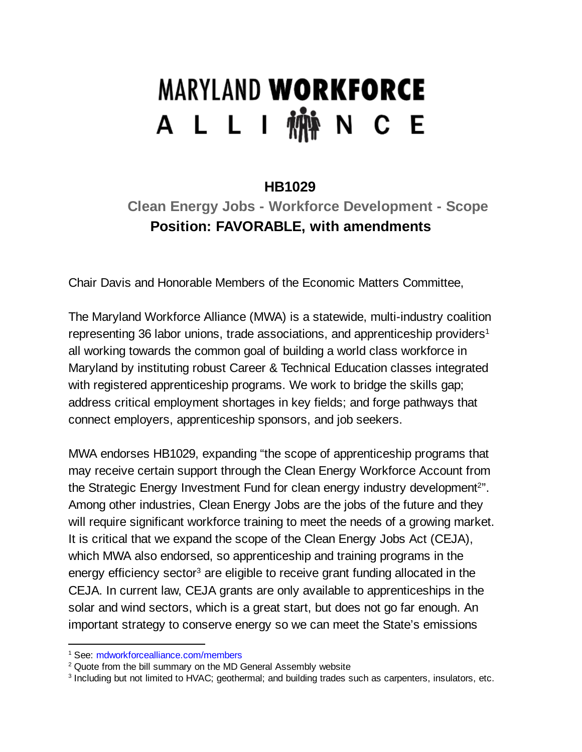# MARYLAND WORKFORCE ALLIANCE

## HB1029

### Clean Energy Jobs - Workforce Development - Scope

**Position: FAVORABLE, with amendments**

Chair Davis and Honorable Members of the Economic Matters Committee,

The Maryland Workforce Alliance (MWA) is a statewide, multi-industry coalition representing 36 labor unions, trade associations, and apprenticeship providers[1] all working towards the common goal of building a world class workforce in Maryland by instituting robust Career & Technical Education classes integrated with registered apprenticeship programs. We work to bridge the skills gap; address critical employment shortages in key fields; and forge pathways that connect employers, apprenticeship sponsors, and job seekers.

MWA endorses HB1029, expanding "the scope of apprenticeship programs that may receive certain support through the Clean Energy Workforce Account from the Strategic Energy Investment Fund for clean energy industry development[2]". Among other industries, Clean Energy Jobs are the jobs of the future and they will require significant workforce training to meet the needs of a growing market. It is critical that we expand the scope of the Clean Energy Jobs Act (CEJA), which MWA also endorsed, so apprenticeship and training programs in the energy efficiency sector[3] are eligible to receive grant funding allocated in the CEJA. In current law, CEJA grants are only available to apprenticeships in the solar and wind sectors, which is a great start, but does not go far enough. An important strategy to conserve energy so we can meet the State's emissions

[1] See: mdworkforcealliance.com/members

[2] Quote from the bill summary on the MD General Assembly website

[3] Including but not limited to HVAC; geothermal; and building trades such as carpenters, insulators, etc.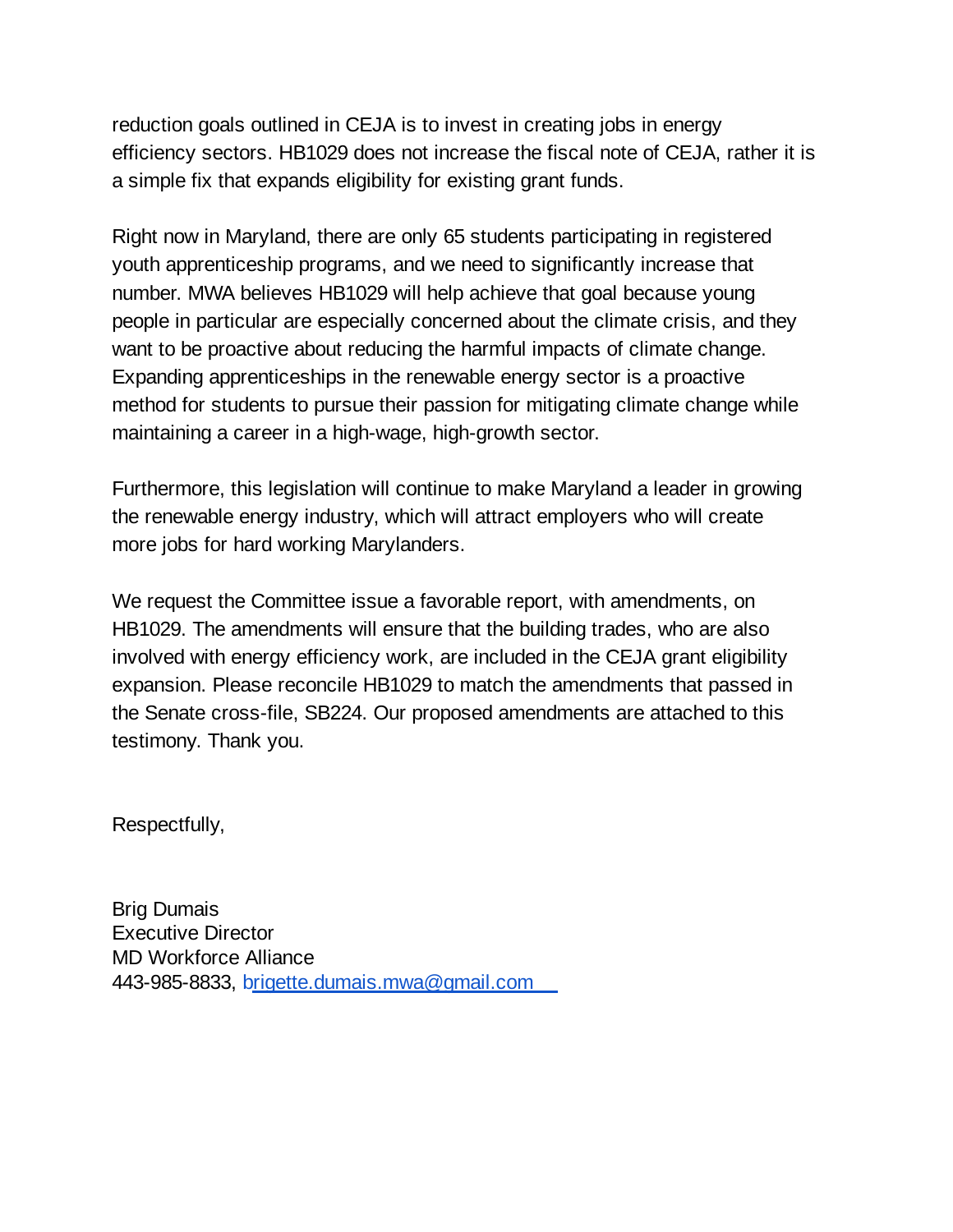reduction goals outlined in CEJA is to invest in creating jobs in energy efficiency sectors. HB1029 does not increase the fiscal note of CEJA, rather it is a simple fix that expands eligibility for existing grant funds.

Right now in Maryland, there are only 65 students participating in registered youth apprenticeship programs, and we need to significantly increase that number. MWA believes HB1029 will help achieve that goal because young people in particular are especially concerned about the climate crisis, and they want to be proactive about reducing the harmful impacts of climate change. Expanding apprenticeships in the renewable energy sector is a proactive method for students to pursue their passion for mitigating climate change while maintaining a career in a high-wage, high-growth sector.

Furthermore, this legislation will continue to make Maryland a leader in growing the renewable energy industry, which will attract employers who will create more jobs for hard working Marylanders.

We request the Committee issue a favorable report, with amendments, on HB1029. The amendments will ensure that the building trades, who are also involved with energy efficiency work, are included in the CEJA grant eligibility expansion. Please reconcile HB1029 to match the amendments that passed in the Senate cross-file, SB224. Our proposed amendments are attached to this testimony. Thank you.

Respectfully,

Brig Dumais
Executive Director
MD Workforce Alliance
443-985-8833, brigette.dumais.mwa@gmail.com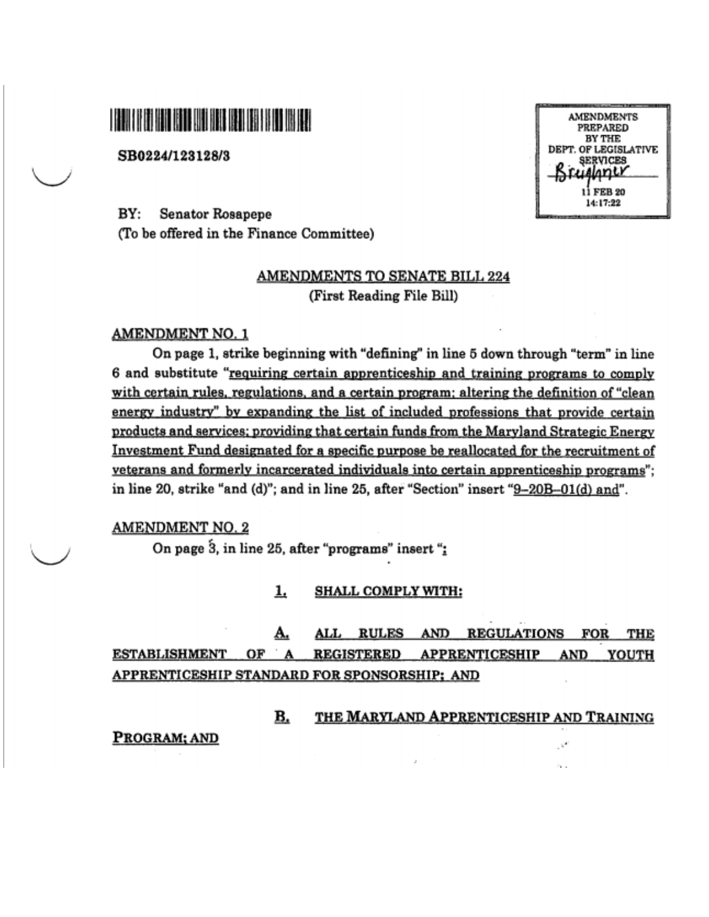SB0224/123128/3

BY: Senator Rosapepe
(To be offered in the Finance Committee)

AMENDMENTS PREPARED BY THE DEPT. OF LEGISLATIVE SERVICES
11 FEB 20
14:17:22

## AMENDMENTS TO SENATE BILL 224
(First Reading File Bill)

### AMENDMENT NO. 1

On page 1, strike beginning with "defining" in line 5 down through "term" in line 6 and substitute "requiring certain apprenticeship and training programs to comply with certain rules, regulations, and a certain program; altering the definition of "clean energy industry" by expanding the list of included professions that provide certain products and services; providing that certain funds from the Maryland Strategic Energy Investment Fund designated for a specific purpose be reallocated for the recruitment of veterans and formerly incarcerated individuals into certain apprenticeship programs"; in line 20, strike "and (d)"; and in line 25, after "Section" insert "9–20B–01(d) and".

### AMENDMENT NO. 2

On page 3, in line 25, after "programs" insert ";

1. SHALL COMPLY WITH:

A. ALL RULES AND REGULATIONS FOR THE ESTABLISHMENT OF A REGISTERED APPRENTICESHIP AND YOUTH APPRENTICESHIP STANDARD FOR SPONSORSHIP; AND

B. THE MARYLAND APPRENTICESHIP AND TRAINING PROGRAM; AND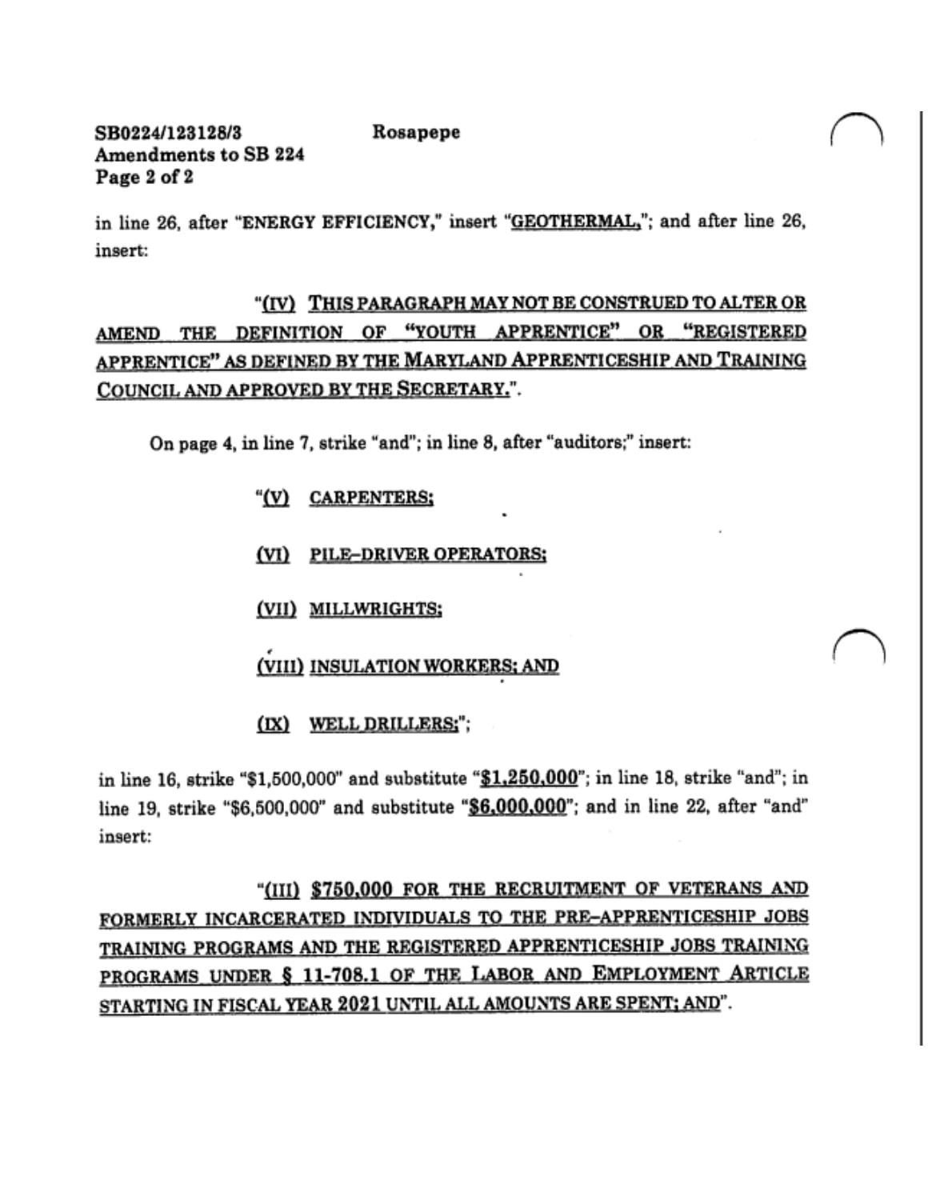in line 26, after "ENERGY EFFICIENCY," insert "GEOTHERMAL,"; and after line 26, insert:

"(IV) THIS PARAGRAPH MAY NOT BE CONSTRUED TO ALTER OR AMEND THE DEFINITION OF "YOUTH APPRENTICE" OR "REGISTERED APPRENTICE" AS DEFINED BY THE MARYLAND APPRENTICESHIP AND TRAINING COUNCIL AND APPROVED BY THE SECRETARY.".

On page 4, in line 7, strike "and"; in line 8, after "auditors;" insert:

"(V) CARPENTERS;

(VI) PILE–DRIVER OPERATORS;

(VII) MILLWRIGHTS;

(VIII) INSULATION WORKERS; AND

(IX) WELL DRILLERS;";

in line 16, strike "$1,500,000" and substitute "$1,250,000"; in line 18, strike "and"; in line 19, strike "$6,500,000" and substitute "$6,000,000"; and in line 22, after "and" insert:

"(III) $750,000 FOR THE RECRUITMENT OF VETERANS AND FORMERLY INCARCERATED INDIVIDUALS TO THE PRE–APPRENTICESHIP JOBS TRAINING PROGRAMS AND THE REGISTERED APPRENTICESHIP JOBS TRAINING PROGRAMS UNDER § 11-708.1 OF THE LABOR AND EMPLOYMENT ARTICLE STARTING IN FISCAL YEAR 2021 UNTIL ALL AMOUNTS ARE SPENT; AND".